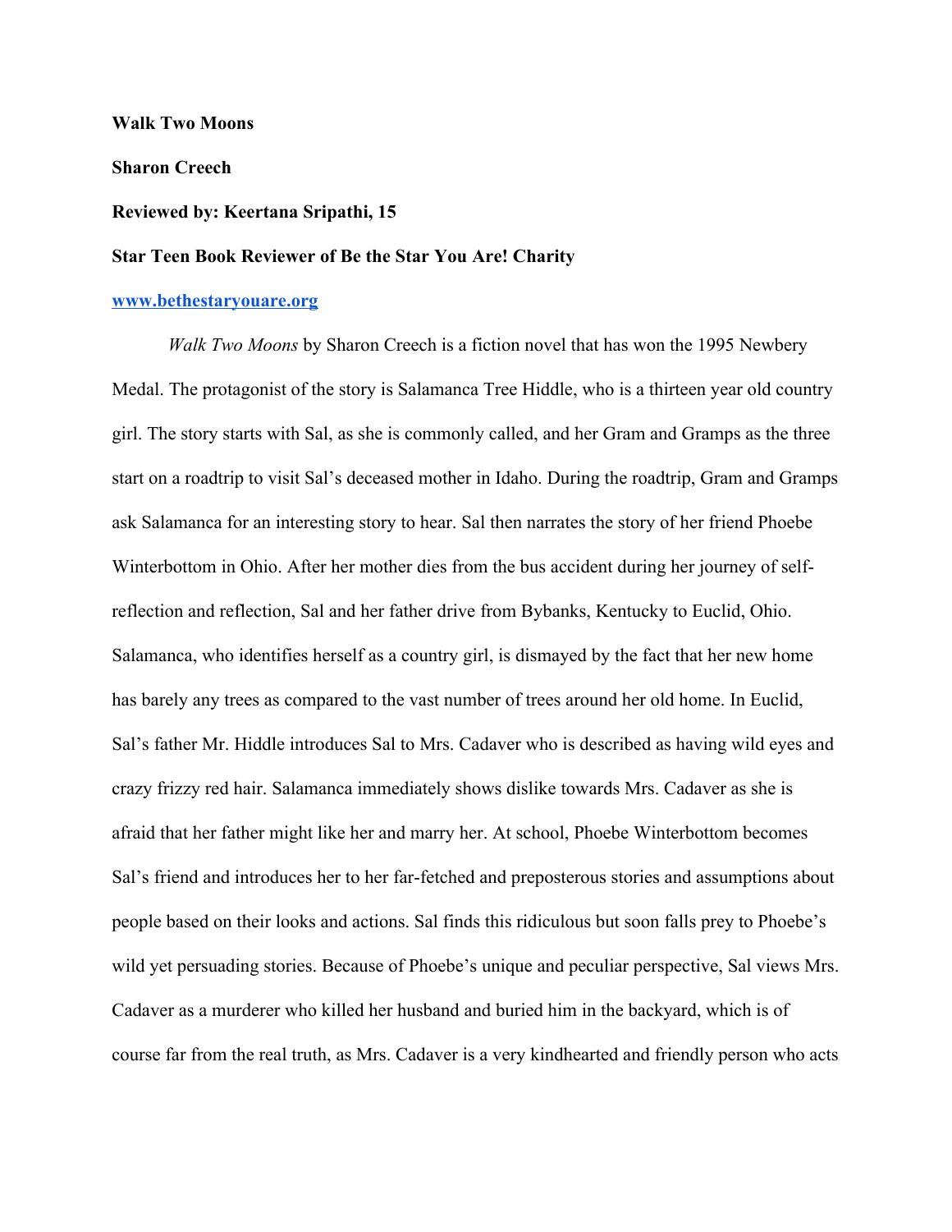**Walk Two Moons**

**Sharon Creech**

**Reviewed by: Keertana Sripathi, 15**

**Star Teen Book Reviewer of Be the Star You Are! Charity**

**www.bethestaryouare.org**

*Walk Two Moons* by Sharon Creech is a fiction novel that has won the 1995 Newbery Medal. The protagonist of the story is Salamanca Tree Hiddle, who is a thirteen year old country girl. The story starts with Sal, as she is commonly called, and her Gram and Gramps as the three start on a roadtrip to visit Sal's deceased mother in Idaho. During the roadtrip, Gram and Gramps ask Salamanca for an interesting story to hear. Sal then narrates the story of her friend Phoebe Winterbottom in Ohio. After her mother dies from the bus accident during her journey of self-reflection and reflection, Sal and her father drive from Bybanks, Kentucky to Euclid, Ohio. Salamanca, who identifies herself as a country girl, is dismayed by the fact that her new home has barely any trees as compared to the vast number of trees around her old home. In Euclid, Sal's father Mr. Hiddle introduces Sal to Mrs. Cadaver who is described as having wild eyes and crazy frizzy red hair. Salamanca immediately shows dislike towards Mrs. Cadaver as she is afraid that her father might like her and marry her. At school, Phoebe Winterbottom becomes Sal's friend and introduces her to her far-fetched and preposterous stories and assumptions about people based on their looks and actions. Sal finds this ridiculous but soon falls prey to Phoebe's wild yet persuading stories. Because of Phoebe's unique and peculiar perspective, Sal views Mrs. Cadaver as a murderer who killed her husband and buried him in the backyard, which is of course far from the real truth, as Mrs. Cadaver is a very kindhearted and friendly person who acts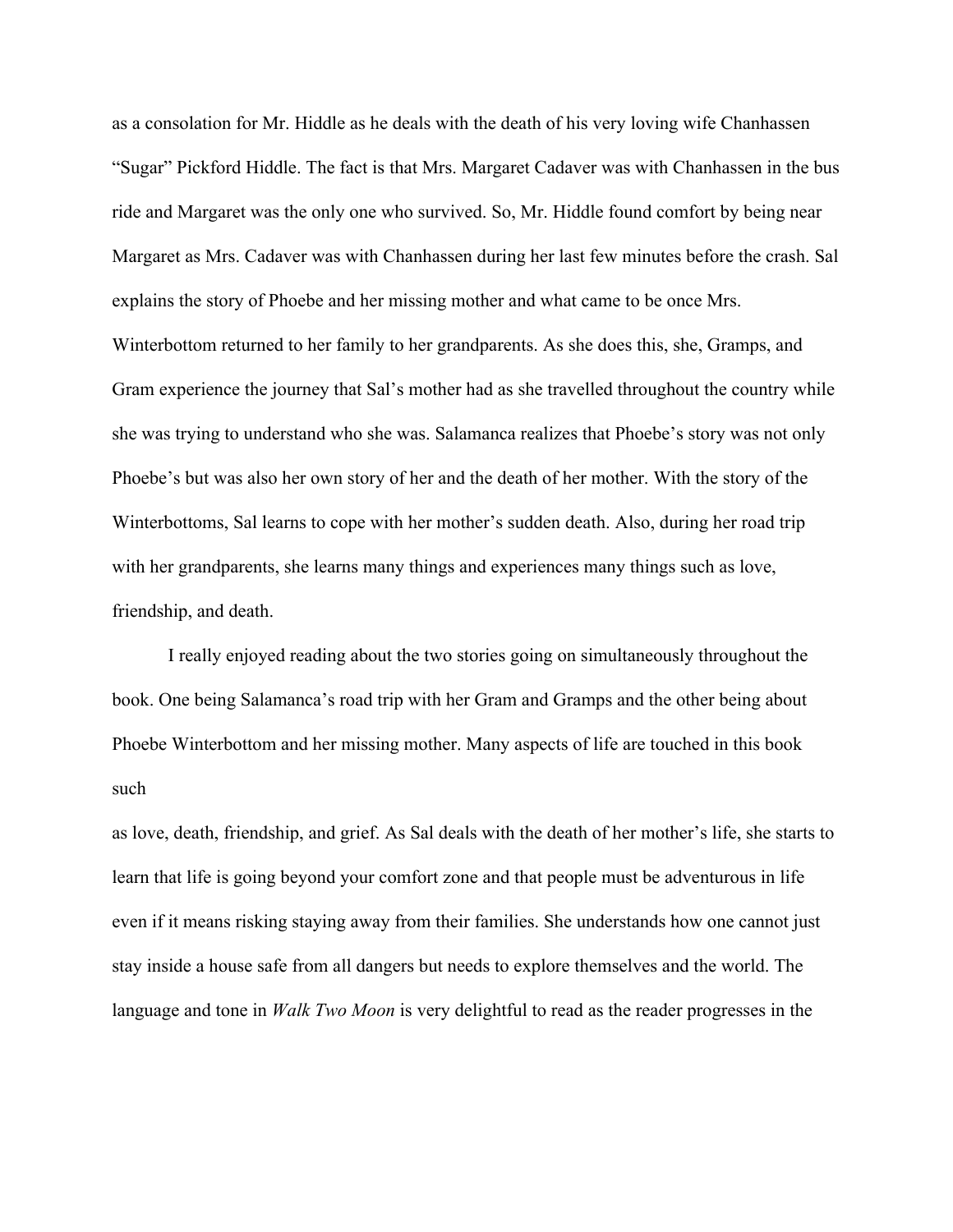as a consolation for Mr. Hiddle as he deals with the death of his very loving wife Chanhassen "Sugar" Pickford Hiddle. The fact is that Mrs. Margaret Cadaver was with Chanhassen in the bus ride and Margaret was the only one who survived. So, Mr. Hiddle found comfort by being near Margaret as Mrs. Cadaver was with Chanhassen during her last few minutes before the crash. Sal explains the story of Phoebe and her missing mother and what came to be once Mrs. Winterbottom returned to her family to her grandparents. As she does this, she, Gramps, and Gram experience the journey that Sal's mother had as she travelled throughout the country while she was trying to understand who she was. Salamanca realizes that Phoebe's story was not only Phoebe's but was also her own story of her and the death of her mother. With the story of the Winterbottoms, Sal learns to cope with her mother's sudden death. Also, during her road trip with her grandparents, she learns many things and experiences many things such as love, friendship, and death.

I really enjoyed reading about the two stories going on simultaneously throughout the book. One being Salamanca's road trip with her Gram and Gramps and the other being about Phoebe Winterbottom and her missing mother. Many aspects of life are touched in this book such

as love, death, friendship, and grief. As Sal deals with the death of her mother's life, she starts to learn that life is going beyond your comfort zone and that people must be adventurous in life even if it means risking staying away from their families. She understands how one cannot just stay inside a house safe from all dangers but needs to explore themselves and the world. The language and tone in *Walk Two Moon* is very delightful to read as the reader progresses in the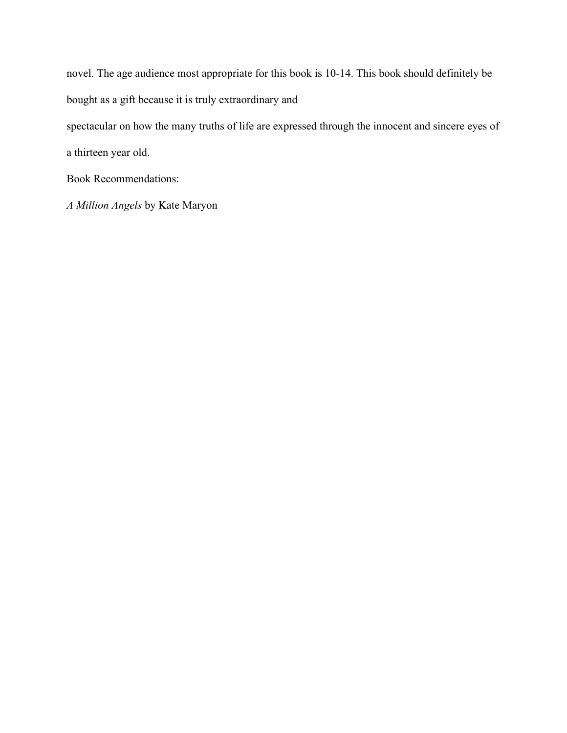novel. The age audience most appropriate for this book is 10-14. This book should definitely be bought as a gift because it is truly extraordinary and spectacular on how the many truths of life are expressed through the innocent and sincere eyes of a thirteen year old.

Book Recommendations:

*A Million Angels* by Kate Maryon